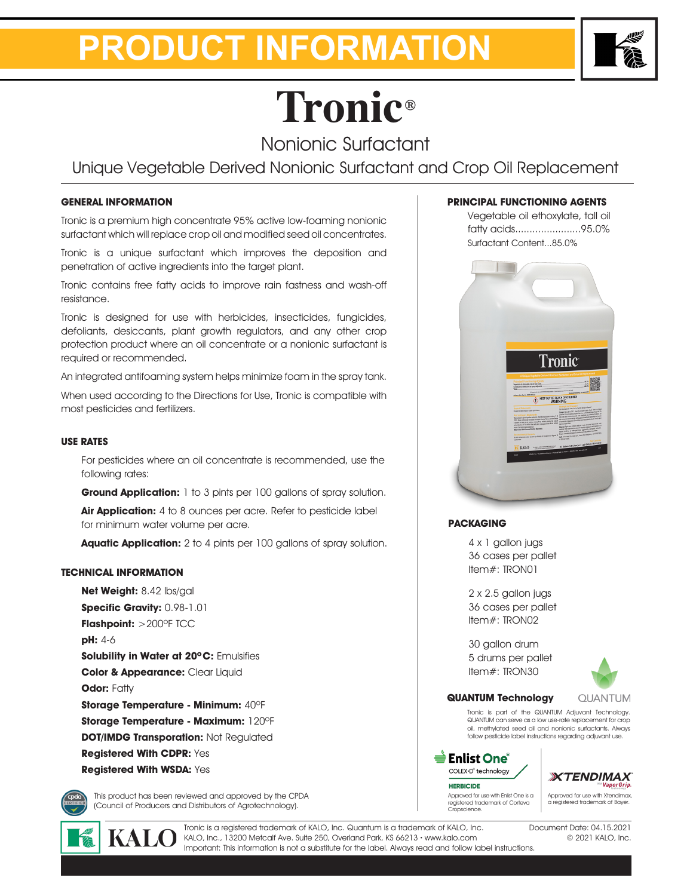# PRODUCT INFORMATION

# Tronic®

## Nonionic Surfactant

### Unique Vegetable Derived Nonionic Surfactant and Crop Oil Replacement

### GENERAL INFORMATION

Tronic is a premium high concentrate 95% active low-foaming nonionic surfactant which will replace crop oil and modified seed oil concentrates.

Tronic is a unique surfactant which improves the deposition and penetration of active ingredients into the target plant.

Tronic contains free fatty acids to improve rain fastness and wash-off resistance.

Tronic is designed for use with herbicides, insecticides, fungicides, defoliants, desiccants, plant growth regulators, and any other crop protection product where an oil concentrate or a nonionic surfactant is required or recommended.

An integrated antifoaming system helps minimize foam in the spray tank.

When used according to the Directions for Use, Tronic is compatible with most pesticides and fertilizers.

### USE RATES

For pesticides where an oil concentrate is recommended, use the following rates:

**Ground Application:** 1 to 3 pints per 100 gallons of spray solution.

**Air Application:** 4 to 8 ounces per acre. Refer to pesticide label for minimum water volume per acre.

**Aquatic Application:** 2 to 4 pints per 100 gallons of spray solution.

### TECHNICAL INFORMATION

**Net Weight:** 8.42 lbs/gal
**Specific Gravity:** 0.98-1.01
**Flashpoint:** >200°F TCC
**pH:** 4-6
**Solubility in Water at 20°C:** Emulsifies
**Color & Appearance:** Clear Liquid
**Odor:** Fatty
**Storage Temperature - Minimum:** 40°F
**Storage Temperature - Maximum:** 120°F
**DOT/IMDG Transporation:** Not Regulated
**Registered With CDPR:** Yes
**Registered With WSDA:** Yes

This product has been reviewed and approved by the CPDA (Council of Producers and Distributors of Agrotechnology).

### PRINCIPAL FUNCTIONING AGENTS

Vegetable oil ethoxylate, tall oil fatty acids.......................95.0%
Surfactant Content...85.0%

### PACKAGING

4 x 1 gallon jugs
36 cases per pallet
Item#: TRON01

2 x 2.5 gallon jugs
36 cases per pallet
Item#: TRON02

30 gallon drum
5 drums per pallet
Item#: TRON30

### QUANTUM Technology

Tronic is part of the QUANTUM Adjuvant Technology. QUANTUM can serve as a low use-rate replacement for crop oil, methylated seed oil and nonionic surfactants. Always follow pesticide label instructions regarding adjuvant use.

Approved for use with Enlist One is a registered trademark of Corteva Cropscience.

Approved for use with Xtendimax, a registered trademark of Bayer.

Tronic is a registered trademark of KALO, Inc. Quantum is a trademark of KALO, Inc.
KALO, Inc., 13200 Metcalf Ave. Suite 250, Overland Park, KS 66213 • www.kalo.com
Important: This information is not a substitute for the label. Always read and follow label instructions.

Document Date: 04.15.2021
© 2021 KALO, Inc.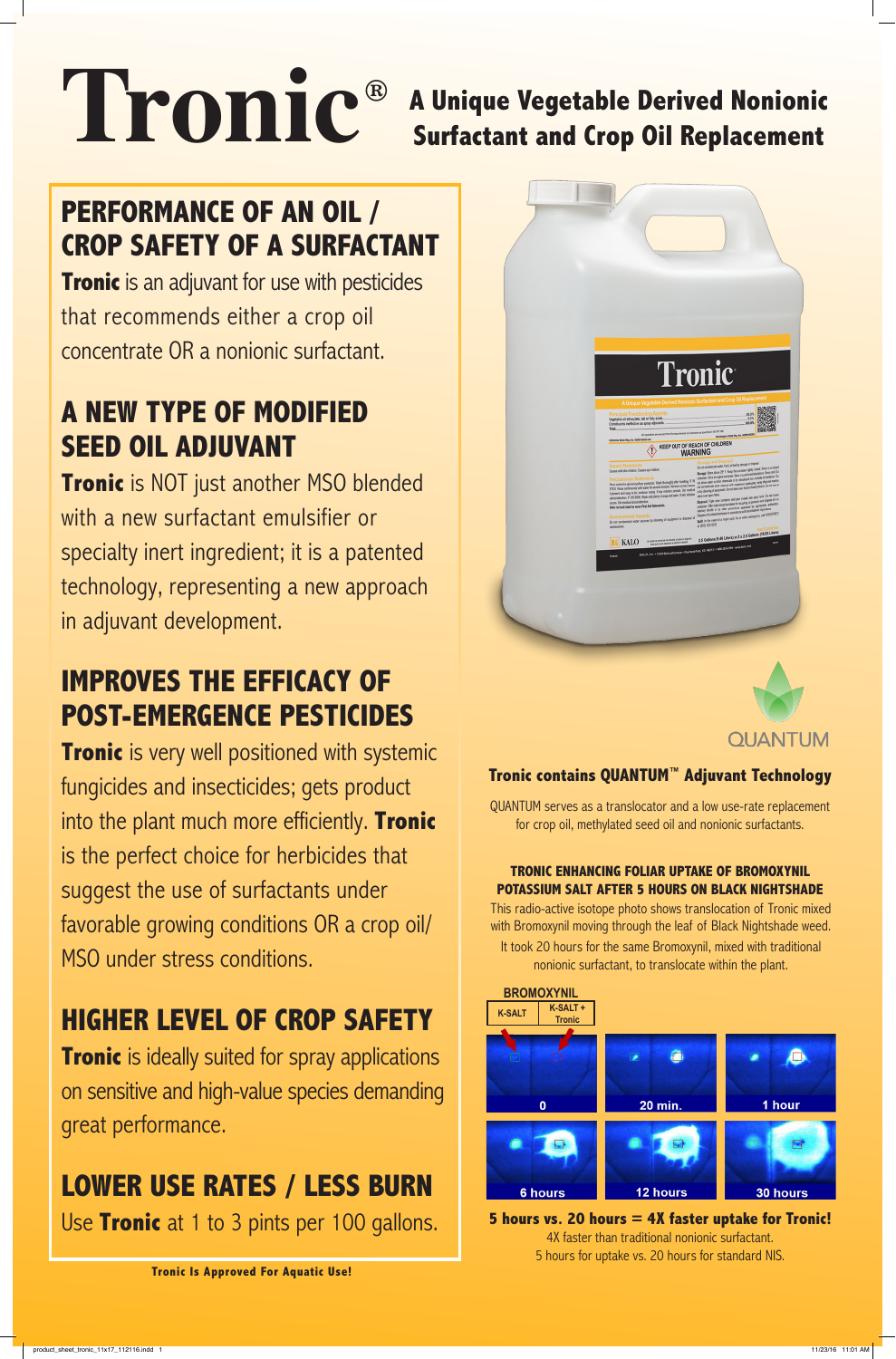# Tronic®

## A Unique Vegetable Derived Nonionic Surfactant and Crop Oil Replacement

## PERFORMANCE OF AN OIL / CROP SAFETY OF A SURFACTANT

**Tronic** is an adjuvant for use with pesticides that recommends either a crop oil concentrate OR a nonionic surfactant.

## A NEW TYPE OF MODIFIED SEED OIL ADJUVANT

**Tronic** is NOT just another MSO blended with a new surfactant emulsifier or specialty inert ingredient; it is a patented technology, representing a new approach in adjuvant development.

## IMPROVES THE EFFICACY OF POST-EMERGENCE PESTICIDES

**Tronic** is very well positioned with systemic fungicides and insecticides; gets product into the plant much more efficiently. **Tronic** is the perfect choice for herbicides that suggest the use of surfactants under favorable growing conditions OR a crop oil/ MSO under stress conditions.

## HIGHER LEVEL OF CROP SAFETY

**Tronic** is ideally suited for spray applications on sensitive and high-value species demanding great performance.

## LOWER USE RATES / LESS BURN

Use **Tronic** at 1 to 3 pints per 100 gallons.

**Tronic Is Approved For Aquatic Use!**

QUANTUM

### Tronic contains QUANTUM™ Adjuvant Technology

QUANTUM serves as a translocator and a low use-rate replacement for crop oil, methylated seed oil and nonionic surfactants.

### TRONIC ENHANCING FOLIAR UPTAKE OF BROMOXYNIL POTASSIUM SALT AFTER 5 HOURS ON BLACK NIGHTSHADE

This radio-active isotope photo shows translocation of Tronic mixed with Bromoxynil moving through the leaf of Black Nightshade weed. It took 20 hours for the same Bromoxynil, mixed with traditional nonionic surfactant, to translocate within the plant.

BROMOXYNIL

K-SALT | K-SALT + Tronic

0

20 min.

1 hour

6 hours

12 hours

30 hours

**5 hours vs. 20 hours = 4X faster uptake for Tronic!**

4X faster than traditional nonionic surfactant.
5 hours for uptake vs. 20 hours for standard NIS.